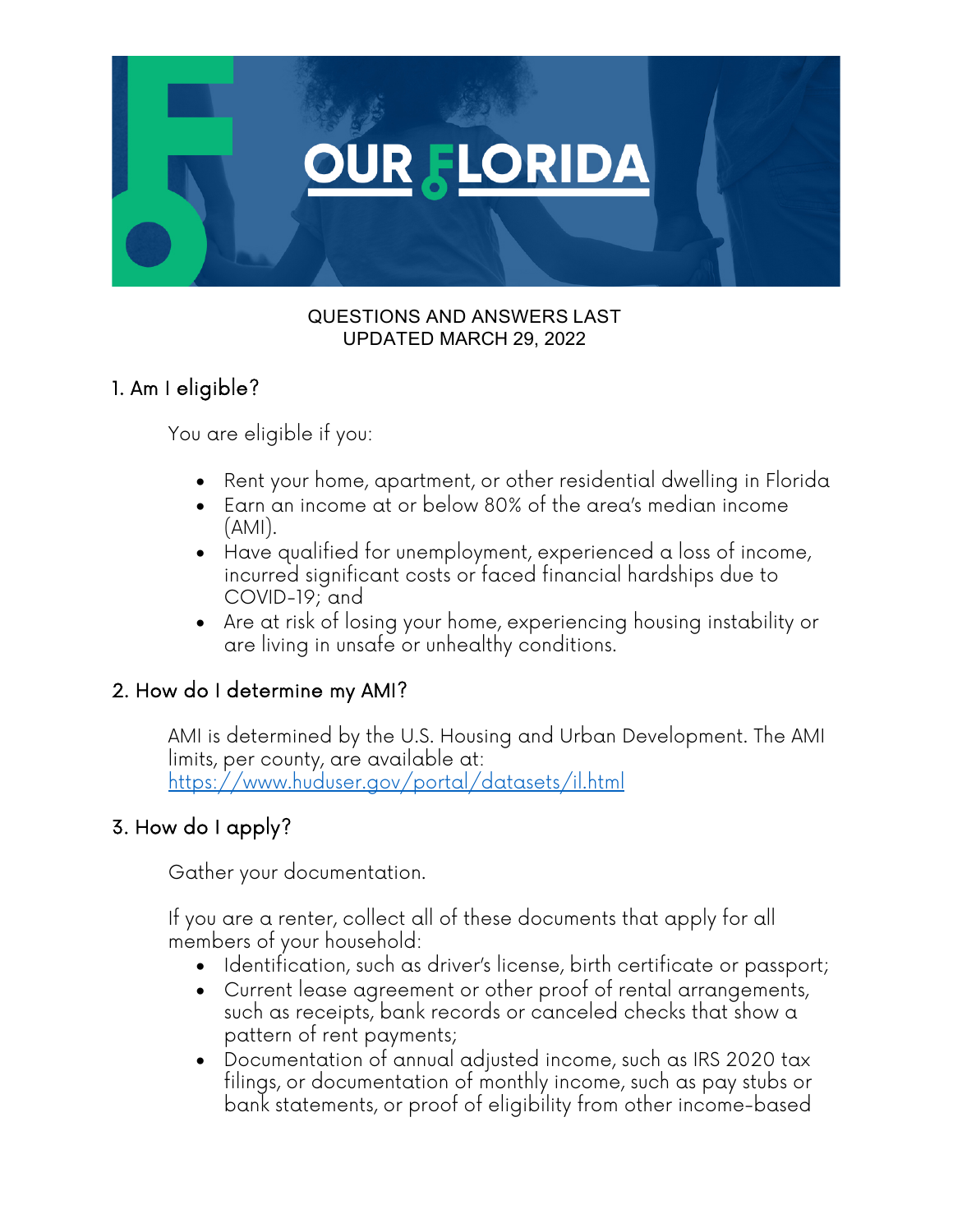# OUR FLORIDA

QUESTIONS AND ANSWERS LAST UPDATED MARCH 29, 2022

## 1. Am I eligible?

You are eligible if you:

- Rent your home, apartment, or other residential dwelling in Florida
- Earn an income at or below 80% of the area's median income (AMI).
- Have qualified for unemployment, experienced a loss of income, incurred significant costs or faced financial hardships due to COVID-19; and
- Are at risk of losing your home, experiencing housing instability or are living in unsafe or unhealthy conditions.

## 2. How do I determine my AMI?

AMI is determined by the U.S. Housing and Urban Development. The AMI limits, per county, are available at: [https://www.huduser.gov/portal/datasets/il.html](https://www.huduser.gov/portal/datasets/il.html)

## 3. How do I apply?

Gather your documentation.

If you are a renter, collect all of these documents that apply for all members of your household:

- Identification, such as driver's license, birth certificate or passport;
- Current lease agreement or other proof of rental arrangements, such as receipts, bank records or canceled checks that show a pattern of rent payments;
- Documentation of annual adjusted income, such as IRS 2020 tax filings, or documentation of monthly income, such as pay stubs or bank statements, or proof of eligibility from other income-based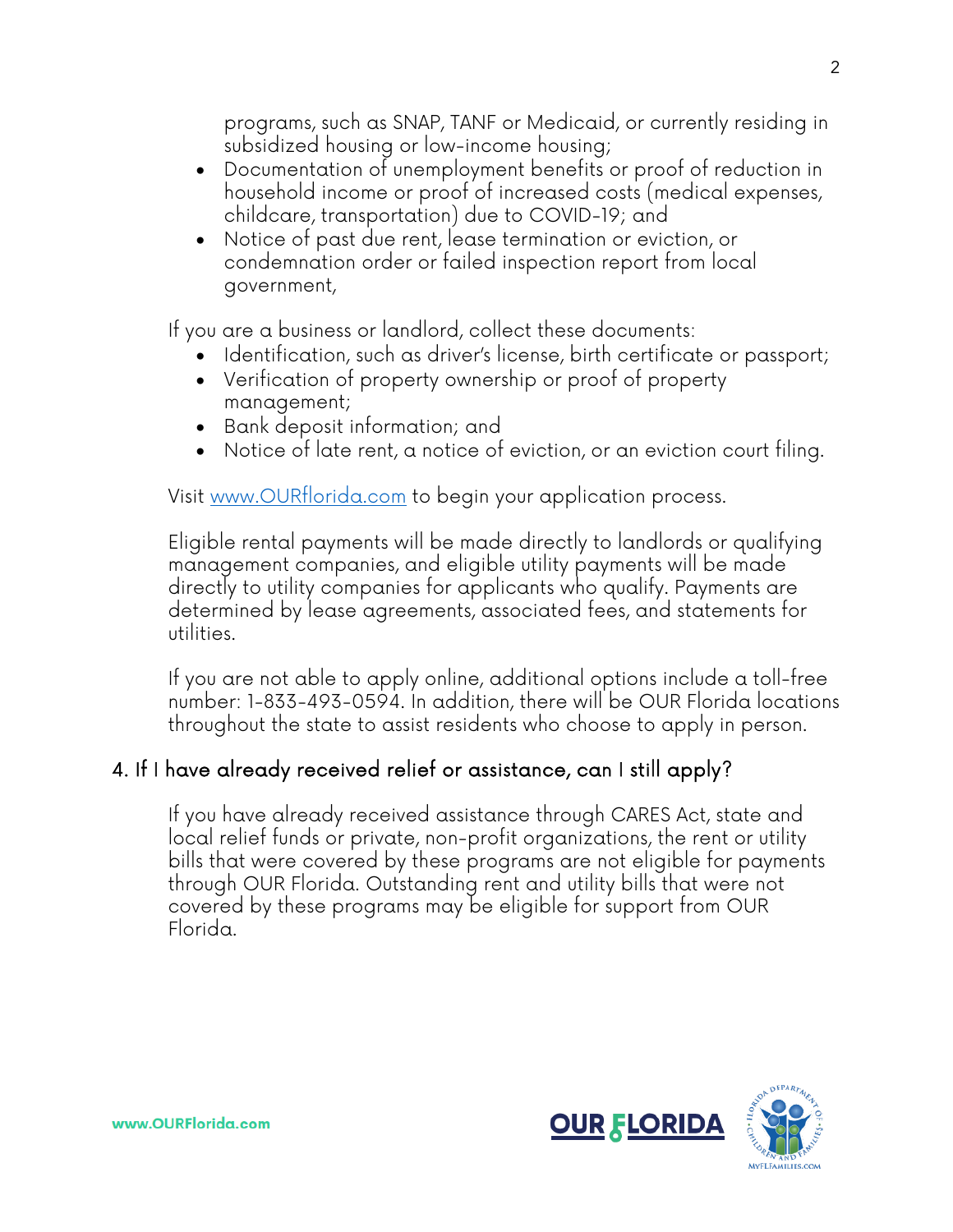- programs, such as SNAP, TANF or Medicaid, or currently residing in subsidized housing or low-income housing;
- Documentation of unemployment benefits or proof of reduction in household income or proof of increased costs (medical expenses, childcare, transportation) due to COVID-19; and
- Notice of past due rent, lease termination or eviction, or condemnation order or failed inspection report from local government,

If you are a business or landlord, collect these documents:

- Identification, such as driver's license, birth certificate or passport;
- Verification of property ownership or proof of property management;
- Bank deposit information; and
- Notice of late rent, a notice of eviction, or an eviction court filing.

Visit [www.OURflorida.com](http://www.OURflorida.com) to begin your application process.

Eligible rental payments will be made directly to landlords or qualifying management companies, and eligible utility payments will be made directly to utility companies for applicants who qualify. Payments are determined by lease agreements, associated fees, and statements for utilities.

If you are not able to apply online, additional options include a toll-free number: 1-833-493-0594. In addition, there will be OUR Florida locations throughout the state to assist residents who choose to apply in person.

## 4. If I have already received relief or assistance, can I still apply?

If you have already received assistance through CARES Act, state and local relief funds or private, non-profit organizations, the rent or utility bills that were covered by these programs are not eligible for payments through OUR Florida. Outstanding rent and utility bills that were not covered by these programs may be eligible for support from OUR Florida.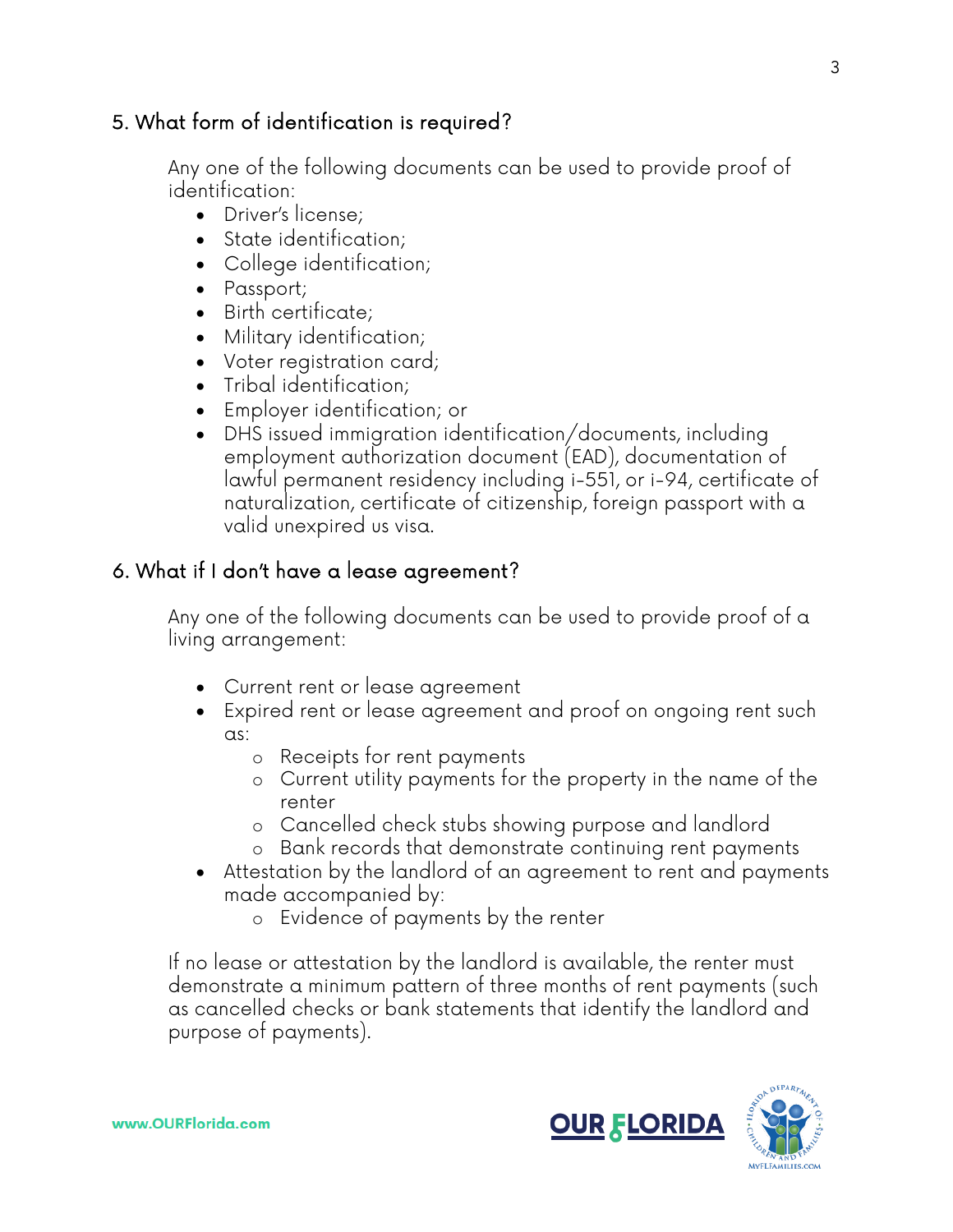## 5. What form of identification is required?

Any one of the following documents can be used to provide proof of identification:

- Driver's license;
- State identification;
- College identification;
- Passport;
- Birth certificate;
- Military identification;
- Voter registration card;
- Tribal identification;
- Employer identification; or
- DHS issued immigration identification/documents, including employment authorization document (EAD), documentation of lawful permanent residency including i-551, or i-94, certificate of naturalization, certificate of citizenship, foreign passport with a valid unexpired us visa.

## 6. What if I don't have a lease agreement?

Any one of the following documents can be used to provide proof of a living arrangement:

- Current rent or lease agreement
- Expired rent or lease agreement and proof on ongoing rent such as:
  - Receipts for rent payments
  - Current utility payments for the property in the name of the renter
  - Cancelled check stubs showing purpose and landlord
  - Bank records that demonstrate continuing rent payments
- Attestation by the landlord of an agreement to rent and payments made accompanied by:
  - Evidence of payments by the renter

If no lease or attestation by the landlord is available, the renter must demonstrate a minimum pattern of three months of rent payments (such as cancelled checks or bank statements that identify the landlord and purpose of payments).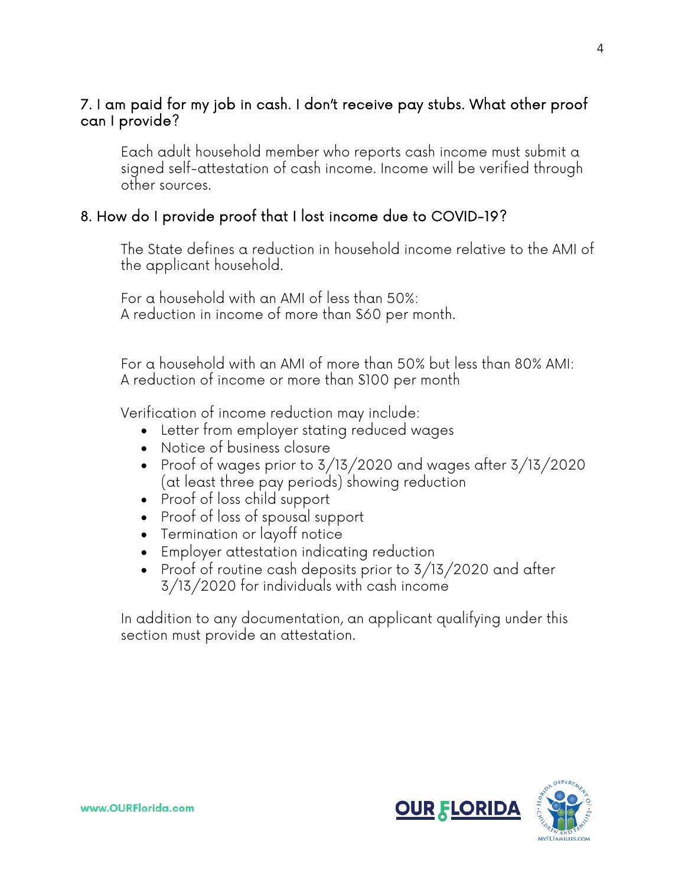### 7. I am paid for my job in cash. I don't receive pay stubs. What other proof can I provide?

Each adult household member who reports cash income must submit a signed self-attestation of cash income. Income will be verified through other sources.

### 8. How do I provide proof that I lost income due to COVID-19?

The State defines a reduction in household income relative to the AMI of the applicant household.

For a household with an AMI of less than 50%:
A reduction in income of more than $60 per month.

For a household with an AMI of more than 50% but less than 80% AMI:
A reduction of income or more than $100 per month

Verification of income reduction may include:

- Letter from employer stating reduced wages
- Notice of business closure
- Proof of wages prior to 3/13/2020 and wages after 3/13/2020 (at least three pay periods) showing reduction
- Proof of loss child support
- Proof of loss of spousal support
- Termination or layoff notice
- Employer attestation indicating reduction
- Proof of routine cash deposits prior to 3/13/2020 and after 3/13/2020 for individuals with cash income

In addition to any documentation, an applicant qualifying under this section must provide an attestation.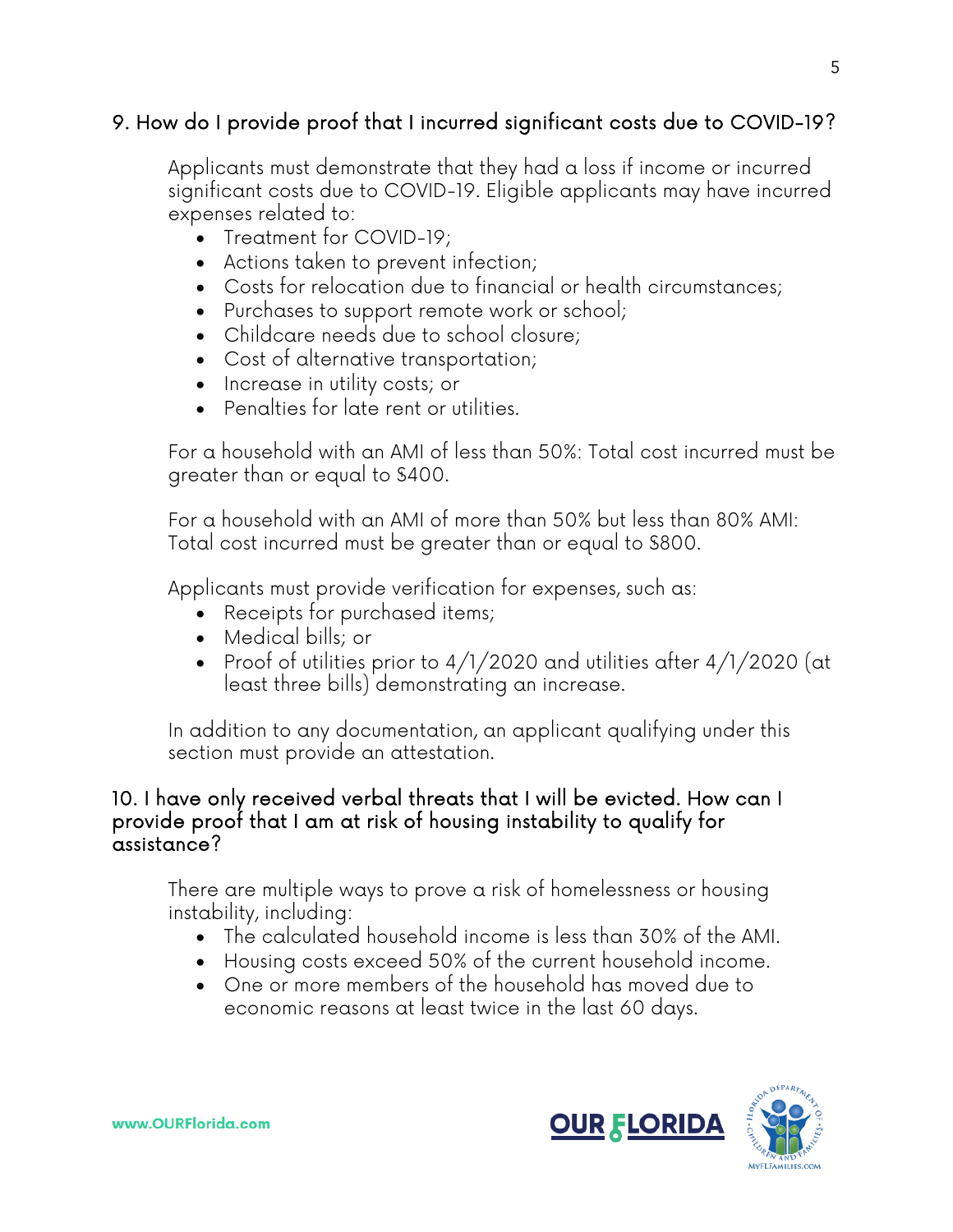## 9. How do I provide proof that I incurred significant costs due to COVID-19?

Applicants must demonstrate that they had a loss if income or incurred significant costs due to COVID-19. Eligible applicants may have incurred expenses related to:

- Treatment for COVID-19;
- Actions taken to prevent infection;
- Costs for relocation due to financial or health circumstances;
- Purchases to support remote work or school;
- Childcare needs due to school closure;
- Cost of alternative transportation;
- Increase in utility costs; or
- Penalties for late rent or utilities.

For a household with an AMI of less than 50%: Total cost incurred must be greater than or equal to $400.

For a household with an AMI of more than 50% but less than 80% AMI: Total cost incurred must be greater than or equal to $800.

Applicants must provide verification for expenses, such as:

- Receipts for purchased items;
- Medical bills; or
- Proof of utilities prior to 4/1/2020 and utilities after 4/1/2020 (at least three bills) demonstrating an increase.

In addition to any documentation, an applicant qualifying under this section must provide an attestation.

## 10. I have only received verbal threats that I will be evicted. How can I provide proof that I am at risk of housing instability to qualify for assistance?

There are multiple ways to prove a risk of homelessness or housing instability, including:

- The calculated household income is less than 30% of the AMI.
- Housing costs exceed 50% of the current household income.
- One or more members of the household has moved due to economic reasons at least twice in the last 60 days.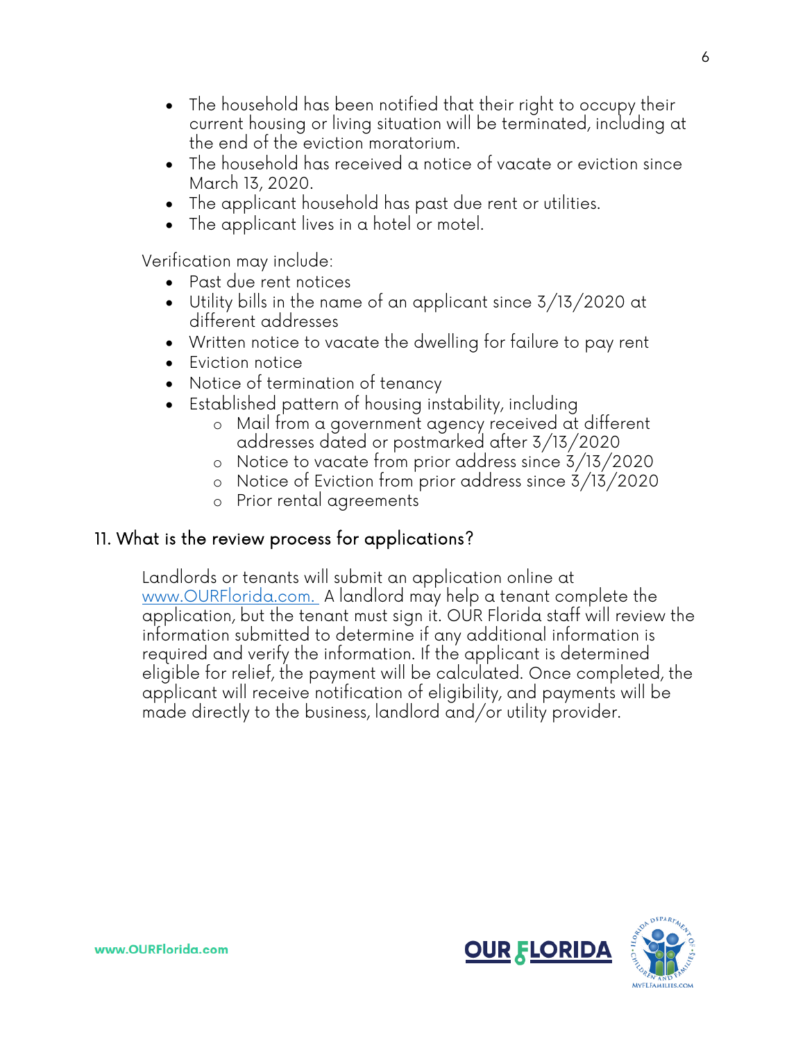- The household has been notified that their right to occupy their current housing or living situation will be terminated, including at the end of the eviction moratorium.
- The household has received a notice of vacate or eviction since March 13, 2020.
- The applicant household has past due rent or utilities.
- The applicant lives in a hotel or motel.

Verification may include:

- Past due rent notices
- Utility bills in the name of an applicant since 3/13/2020 at different addresses
- Written notice to vacate the dwelling for failure to pay rent
- Eviction notice
- Notice of termination of tenancy
- Established pattern of housing instability, including
    - Mail from a government agency received at different addresses dated or postmarked after 3/13/2020
    - Notice to vacate from prior address since 3/13/2020
    - Notice of Eviction from prior address since 3/13/2020
    - Prior rental agreements

## 11. What is the review process for applications?

Landlords or tenants will submit an application online at [www.OURFlorida.com.](http://www.OURFlorida.com) A landlord may help a tenant complete the application, but the tenant must sign it. OUR Florida staff will review the information submitted to determine if any additional information is required and verify the information. If the applicant is determined eligible for relief, the payment will be calculated. Once completed, the applicant will receive notification of eligibility, and payments will be made directly to the business, landlord and/or utility provider.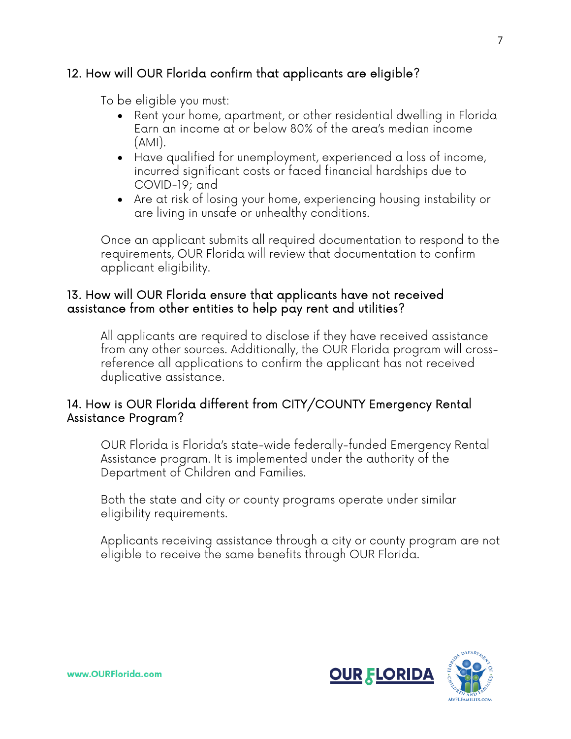## 12. How will OUR Florida confirm that applicants are eligible?

To be eligible you must:

- Rent your home, apartment, or other residential dwelling in Florida Earn an income at or below 80% of the area's median income (AMI).
- Have qualified for unemployment, experienced a loss of income, incurred significant costs or faced financial hardships due to COVID-19; and
- Are at risk of losing your home, experiencing housing instability or are living in unsafe or unhealthy conditions.

Once an applicant submits all required documentation to respond to the requirements, OUR Florida will review that documentation to confirm applicant eligibility.

## 13. How will OUR Florida ensure that applicants have not received assistance from other entities to help pay rent and utilities?

All applicants are required to disclose if they have received assistance from any other sources. Additionally, the OUR Florida program will cross-reference all applications to confirm the applicant has not received duplicative assistance.

## 14. How is OUR Florida different from CITY/COUNTY Emergency Rental Assistance Program?

OUR Florida is Florida's state-wide federally-funded Emergency Rental Assistance program. It is implemented under the authority of the Department of Children and Families.

Both the state and city or county programs operate under similar eligibility requirements.

Applicants receiving assistance through a city or county program are not eligible to receive the same benefits through OUR Florida.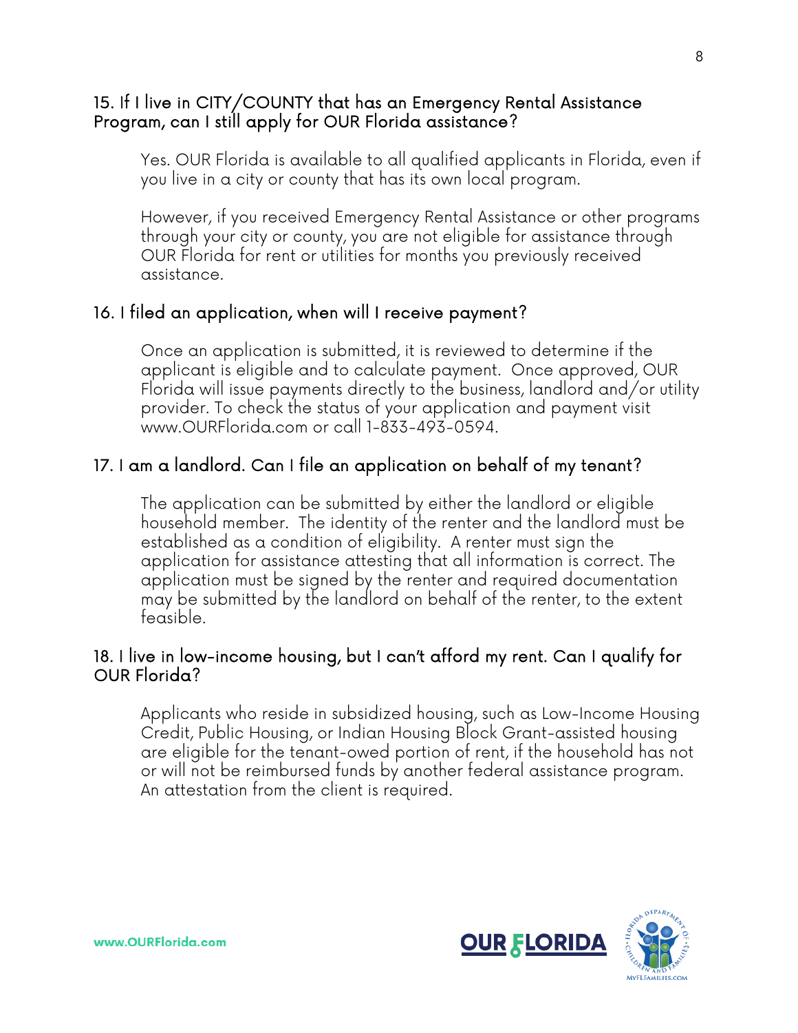### 15. If I live in CITY/COUNTY that has an Emergency Rental Assistance Program, can I still apply for OUR Florida assistance?

Yes. OUR Florida is available to all qualified applicants in Florida, even if you live in a city or county that has its own local program.

However, if you received Emergency Rental Assistance or other programs through your city or county, you are not eligible for assistance through OUR Florida for rent or utilities for months you previously received assistance.

### 16. I filed an application, when will I receive payment?

Once an application is submitted, it is reviewed to determine if the applicant is eligible and to calculate payment. Once approved, OUR Florida will issue payments directly to the business, landlord and/or utility provider. To check the status of your application and payment visit www.OURFlorida.com or call 1-833-493-0594.

### 17. I am a landlord. Can I file an application on behalf of my tenant?

The application can be submitted by either the landlord or eligible household member. The identity of the renter and the landlord must be established as a condition of eligibility. A renter must sign the application for assistance attesting that all information is correct. The application must be signed by the renter and required documentation may be submitted by the landlord on behalf of the renter, to the extent feasible.

### 18. I live in low-income housing, but I can't afford my rent. Can I qualify for OUR Florida?

Applicants who reside in subsidized housing, such as Low-Income Housing Credit, Public Housing, or Indian Housing Block Grant-assisted housing are eligible for the tenant-owed portion of rent, if the household has not or will not be reimbursed funds by another federal assistance program. An attestation from the client is required.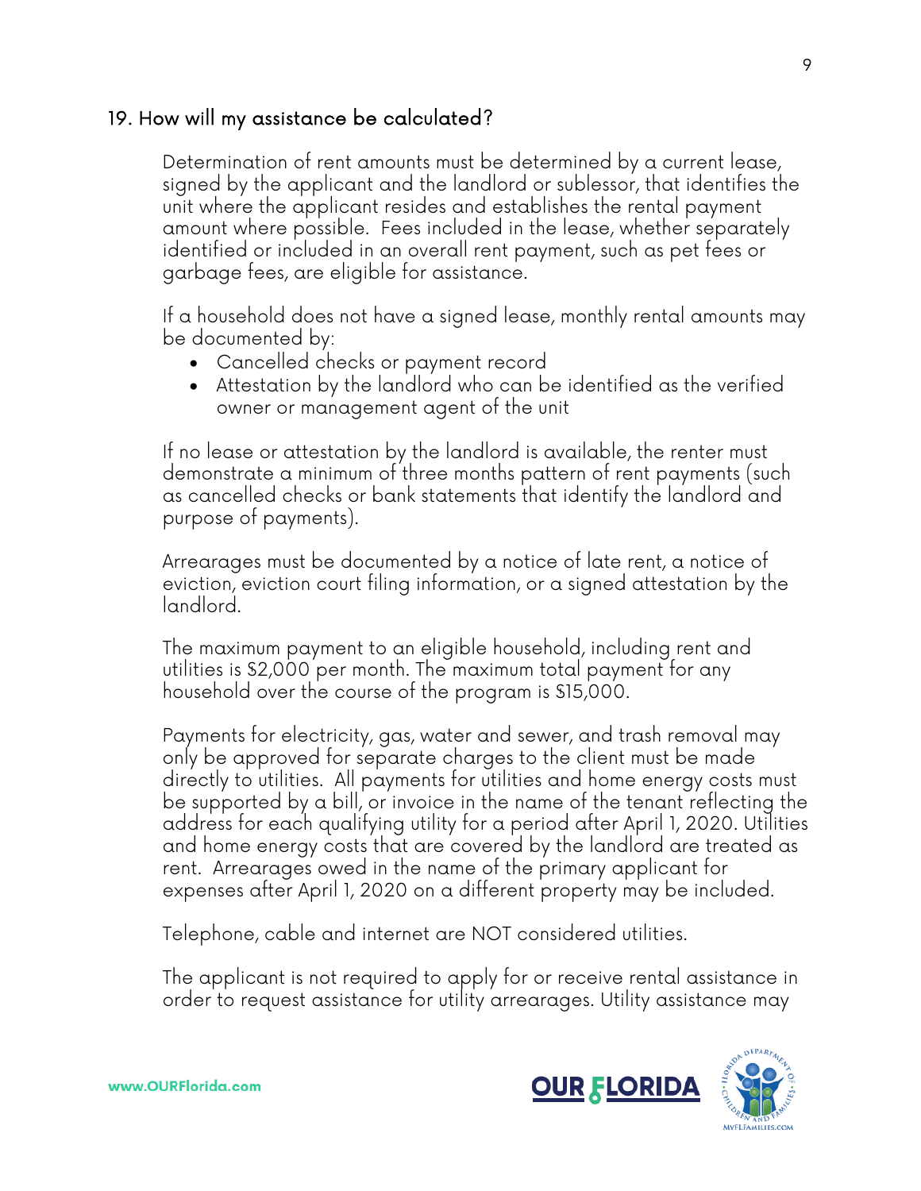## 19. How will my assistance be calculated?

Determination of rent amounts must be determined by a current lease, signed by the applicant and the landlord or sublessor, that identifies the unit where the applicant resides and establishes the rental payment amount where possible. Fees included in the lease, whether separately identified or included in an overall rent payment, such as pet fees or garbage fees, are eligible for assistance.

If a household does not have a signed lease, monthly rental amounts may be documented by:

- Cancelled checks or payment record
- Attestation by the landlord who can be identified as the verified owner or management agent of the unit

If no lease or attestation by the landlord is available, the renter must demonstrate a minimum of three months pattern of rent payments (such as cancelled checks or bank statements that identify the landlord and purpose of payments).

Arrearages must be documented by a notice of late rent, a notice of eviction, eviction court filing information, or a signed attestation by the landlord.

The maximum payment to an eligible household, including rent and utilities is $2,000 per month. The maximum total payment for any household over the course of the program is $15,000.

Payments for electricity, gas, water and sewer, and trash removal may only be approved for separate charges to the client must be made directly to utilities. All payments for utilities and home energy costs must be supported by a bill, or invoice in the name of the tenant reflecting the address for each qualifying utility for a period after April 1, 2020. Utilities and home energy costs that are covered by the landlord are treated as rent. Arrearages owed in the name of the primary applicant for expenses after April 1, 2020 on a different property may be included.

Telephone, cable and internet are NOT considered utilities.

The applicant is not required to apply for or receive rental assistance in order to request assistance for utility arrearages. Utility assistance may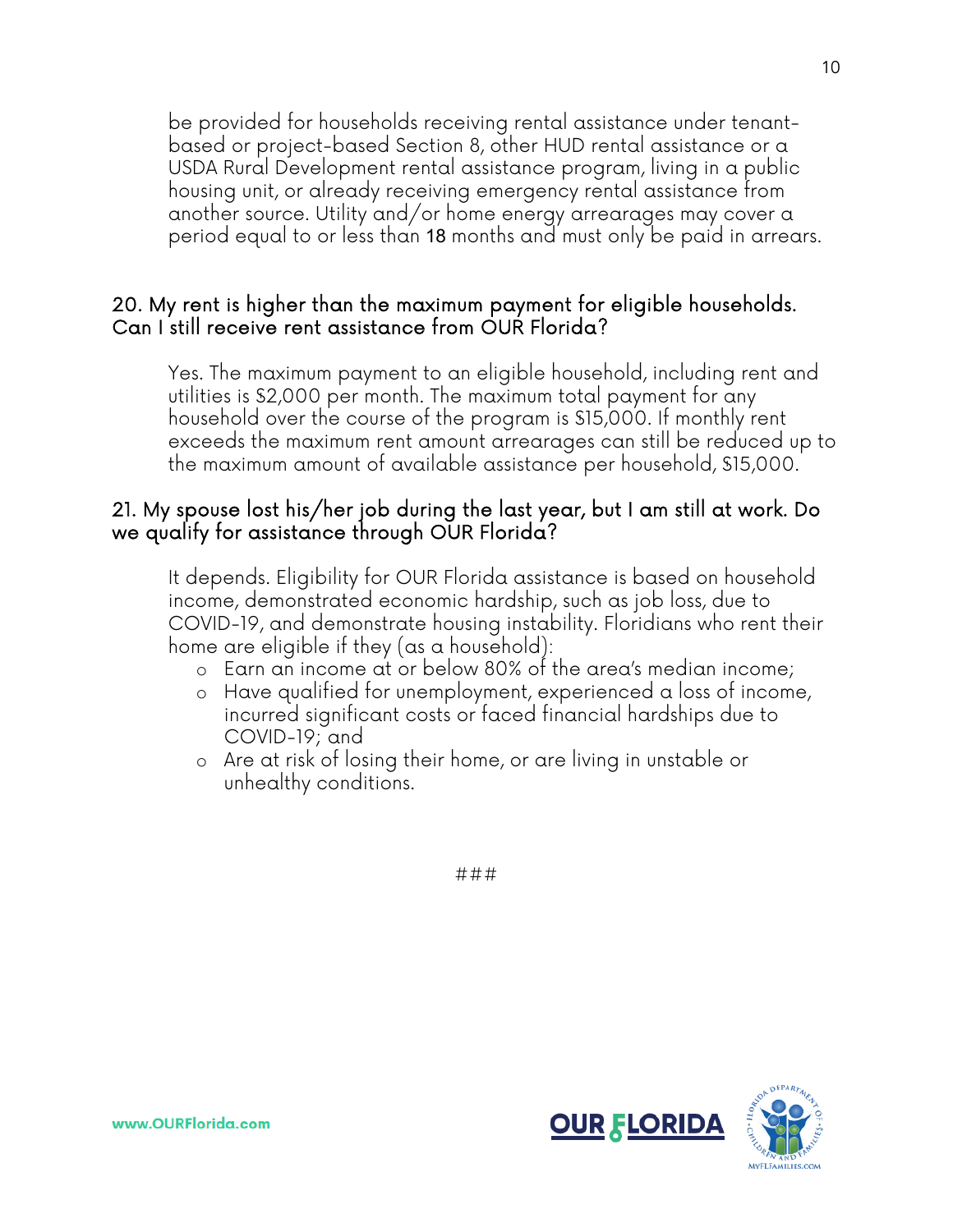be provided for households receiving rental assistance under tenant-based or project-based Section 8, other HUD rental assistance or a USDA Rural Development rental assistance program, living in a public housing unit, or already receiving emergency rental assistance from another source. Utility and/or home energy arrearages may cover a period equal to or less than 18 months and must only be paid in arrears.

### 20. My rent is higher than the maximum payment for eligible households. Can I still receive rent assistance from OUR Florida?

Yes. The maximum payment to an eligible household, including rent and utilities is $2,000 per month. The maximum total payment for any household over the course of the program is $15,000. If monthly rent exceeds the maximum rent amount arrearages can still be reduced up to the maximum amount of available assistance per household, $15,000.

### 21. My spouse lost his/her job during the last year, but I am still at work. Do we qualify for assistance through OUR Florida?

It depends. Eligibility for OUR Florida assistance is based on household income, demonstrated economic hardship, such as job loss, due to COVID-19, and demonstrate housing instability. Floridians who rent their home are eligible if they (as a household):

- Earn an income at or below 80% of the area's median income;
- Have qualified for unemployment, experienced a loss of income, incurred significant costs or faced financial hardships due to COVID-19; and
- Are at risk of losing their home, or are living in unstable or unhealthy conditions.

###

www.OURFlorida.com